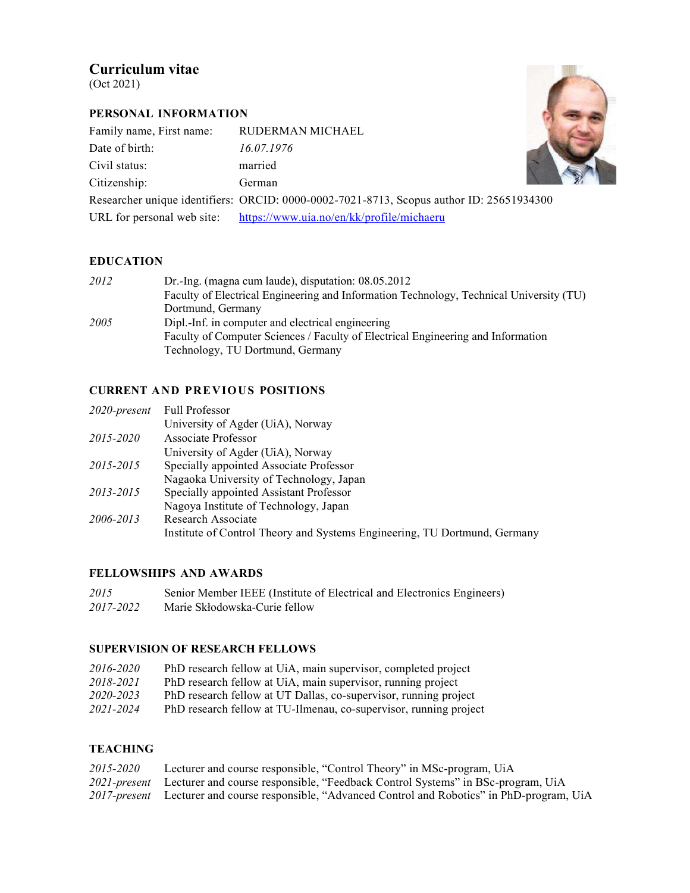# Curriculum vitae

(Oct 2021)

## PERSONAL INFORMATION

| | |
|---|---|
| Family name, First name: | RUDERMAN MICHAEL |
| Date of birth: | *16.07.1976* |
| Civil status: | married |
| Citizenship: | German |
| Researcher unique identifiers: | ORCID: 0000-0002-7021-8713, Scopus author ID: 25651934300 |
| URL for personal web site: | https://www.uia.no/en/kk/profile/michaeru |

## EDUCATION

| | |
|---|---|
| *2012* | Dr.-Ing. (magna cum laude), disputation: 08.05.2012<br>Faculty of Electrical Engineering and Information Technology, Technical University (TU) Dortmund, Germany |
| *2005* | Dipl.-Inf. in computer and electrical engineering<br>Faculty of Computer Sciences / Faculty of Electrical Engineering and Information Technology, TU Dortmund, Germany |

## CURRENT AND PREVIOUS POSITIONS

| | |
|---|---|
| *2020-present* | Full Professor<br>University of Agder (UiA), Norway |
| *2015-2020* | Associate Professor<br>University of Agder (UiA), Norway |
| *2015-2015* | Specially appointed Associate Professor<br>Nagaoka University of Technology, Japan |
| *2013-2015* | Specially appointed Assistant Professor<br>Nagoya Institute of Technology, Japan |
| *2006-2013* | Research Associate<br>Institute of Control Theory and Systems Engineering, TU Dortmund, Germany |

## FELLOWSHIPS AND AWARDS

| | |
|---|---|
| *2015* | Senior Member IEEE (Institute of Electrical and Electronics Engineers) |
| *2017-2022* | Marie Skłodowska-Curie fellow |

## SUPERVISION OF RESEARCH FELLOWS

| | |
|---|---|
| *2016-2020* | PhD research fellow at UiA, main supervisor, completed project |
| *2018-2021* | PhD research fellow at UiA, main supervisor, running project |
| *2020-2023* | PhD research fellow at UT Dallas, co-supervisor, running project |
| *2021-2024* | PhD research fellow at TU-Ilmenau, co-supervisor, running project |

## TEACHING

| | |
|---|---|
| *2015-2020* | Lecturer and course responsible, "Control Theory" in MSc-program, UiA |
| *2021-present* | Lecturer and course responsible, "Feedback Control Systems" in BSc-program, UiA |
| *2017-present* | Lecturer and course responsible, "Advanced Control and Robotics" in PhD-program, UiA |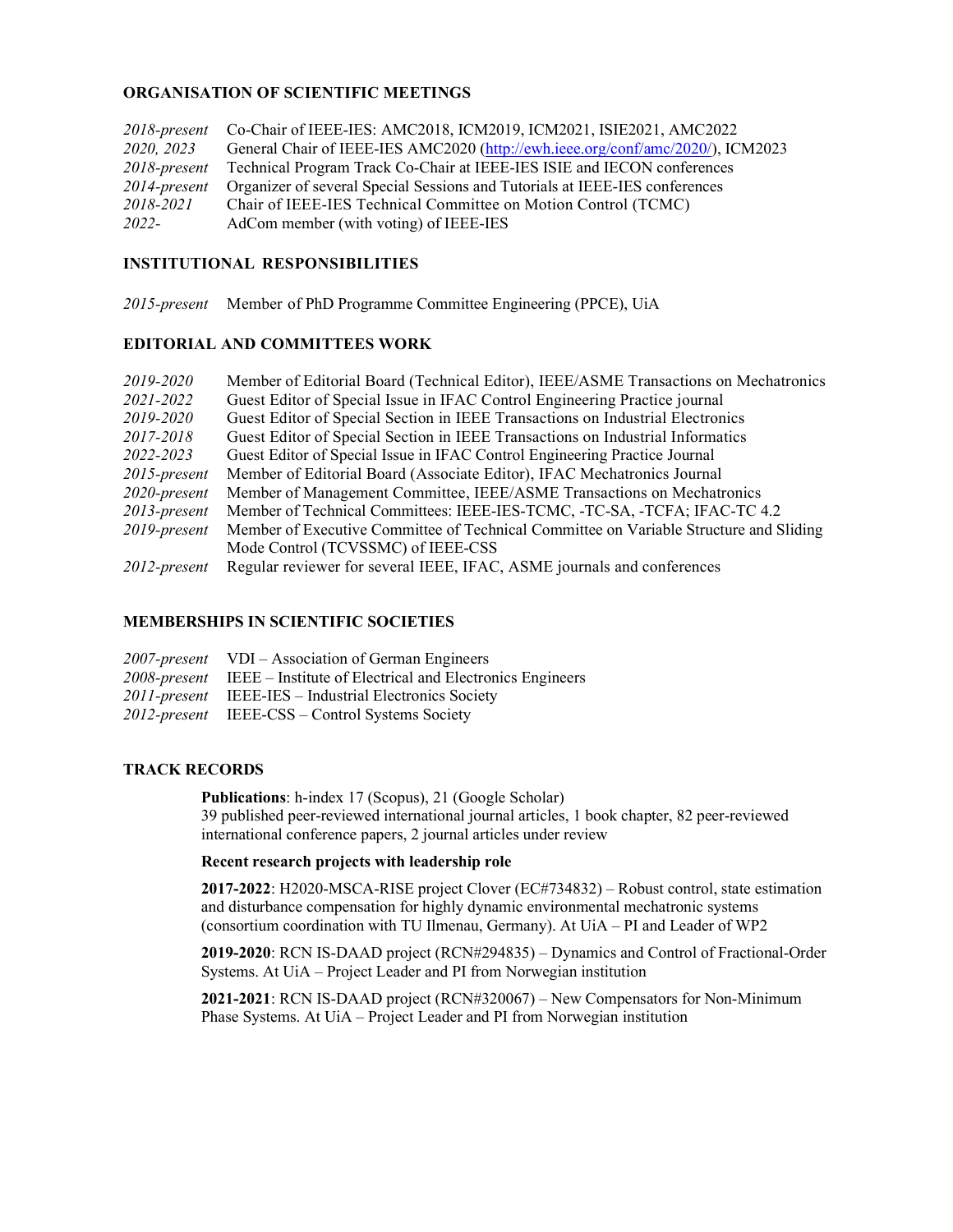## ORGANISATION OF SCIENTIFIC MEETINGS

*2018-present* Co-Chair of IEEE-IES: AMC2018, ICM2019, ICM2021, ISIE2021, AMC2022
*2020, 2023* General Chair of IEEE-IES AMC2020 (http://ewh.ieee.org/conf/amc/2020/), ICM2023
*2018-present* Technical Program Track Co-Chair at IEEE-IES ISIE and IECON conferences
*2014-present* Organizer of several Special Sessions and Tutorials at IEEE-IES conferences
*2018-2021* Chair of IEEE-IES Technical Committee on Motion Control (TCMC)
*2022-* AdCom member (with voting) of IEEE-IES

## INSTITUTIONAL RESPONSIBILITIES

*2015-present* Member of PhD Programme Committee Engineering (PPCE), UiA

## EDITORIAL AND COMMITTEES WORK

*2019-2020* Member of Editorial Board (Technical Editor), IEEE/ASME Transactions on Mechatronics
*2021-2022* Guest Editor of Special Issue in IFAC Control Engineering Practice journal
*2019-2020* Guest Editor of Special Section in IEEE Transactions on Industrial Electronics
*2017-2018* Guest Editor of Special Section in IEEE Transactions on Industrial Informatics
*2022-2023* Guest Editor of Special Issue in IFAC Control Engineering Practice Journal
*2015-present* Member of Editorial Board (Associate Editor), IFAC Mechatronics Journal
*2020-present* Member of Management Committee, IEEE/ASME Transactions on Mechatronics
*2013-present* Member of Technical Committees: IEEE-IES-TCMC, -TC-SA, -TCFA; IFAC-TC 4.2
*2019-present* Member of Executive Committee of Technical Committee on Variable Structure and Sliding Mode Control (TCVSSMC) of IEEE-CSS
*2012-present* Regular reviewer for several IEEE, IFAC, ASME journals and conferences

## MEMBERSHIPS IN SCIENTIFIC SOCIETIES

*2007-present* VDI – Association of German Engineers
*2008-present* IEEE – Institute of Electrical and Electronics Engineers
*2011-present* IEEE-IES – Industrial Electronics Society
*2012-present* IEEE-CSS – Control Systems Society

## TRACK RECORDS

**Publications**: h-index 17 (Scopus), 21 (Google Scholar)
39 published peer-reviewed international journal articles, 1 book chapter, 82 peer-reviewed international conference papers, 2 journal articles under review

**Recent research projects with leadership role**

**2017-2022**: H2020-MSCA-RISE project Clover (EC#734832) – Robust control, state estimation and disturbance compensation for highly dynamic environmental mechatronic systems (consortium coordination with TU Ilmenau, Germany). At UiA – PI and Leader of WP2

**2019-2020**: RCN IS-DAAD project (RCN#294835) – Dynamics and Control of Fractional-Order Systems. At UiA – Project Leader and PI from Norwegian institution

**2021-2021**: RCN IS-DAAD project (RCN#320067) – New Compensators for Non-Minimum Phase Systems. At UiA – Project Leader and PI from Norwegian institution